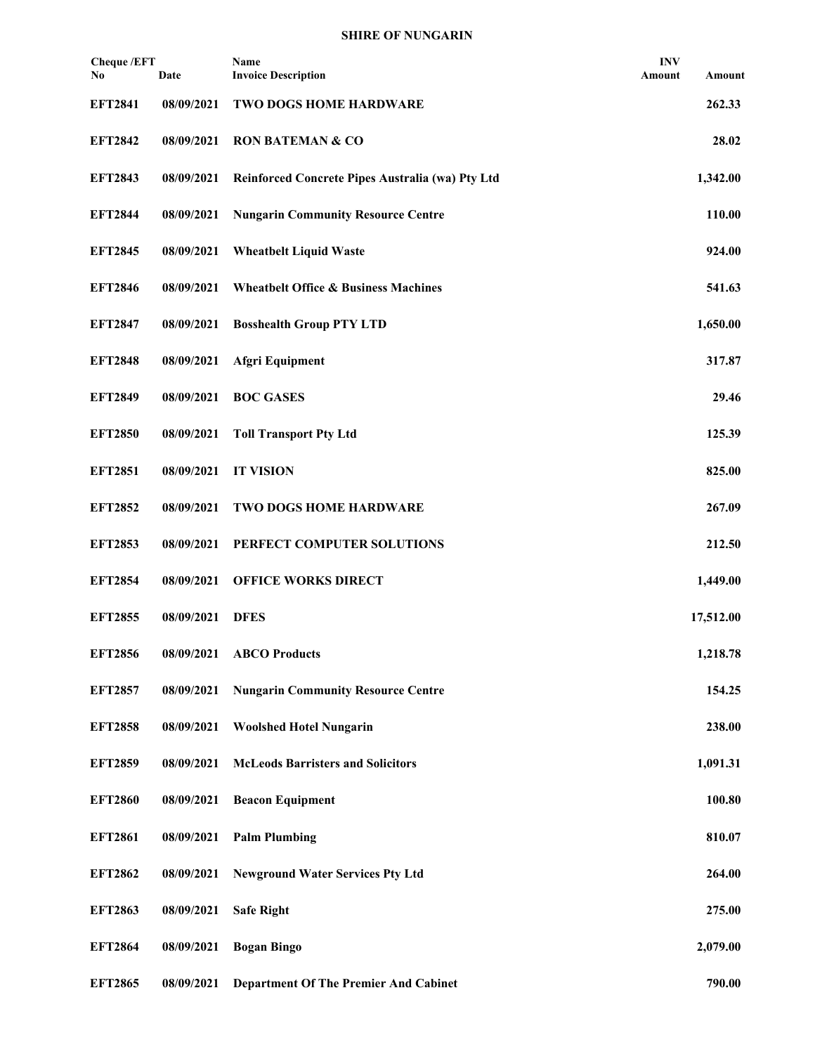**SHIRE OF NUNGARIN**

| Cheque /EFT No | Date | Name<br>Invoice Description | INV Amount | Amount |
|---|---|---|---|---|
| **EFT2841** | **08/09/2021** | **TWO DOGS HOME HARDWARE** | | **262.33** |
| **EFT2842** | **08/09/2021** | **RON BATEMAN & CO** | | **28.02** |
| **EFT2843** | **08/09/2021** | **Reinforced Concrete Pipes Australia (wa) Pty Ltd** | | **1,342.00** |
| **EFT2844** | **08/09/2021** | **Nungarin Community Resource Centre** | | **110.00** |
| **EFT2845** | **08/09/2021** | **Wheatbelt Liquid Waste** | | **924.00** |
| **EFT2846** | **08/09/2021** | **Wheatbelt Office & Business Machines** | | **541.63** |
| **EFT2847** | **08/09/2021** | **Bosshealth Group PTY LTD** | | **1,650.00** |
| **EFT2848** | **08/09/2021** | **Afgri Equipment** | | **317.87** |
| **EFT2849** | **08/09/2021** | **BOC GASES** | | **29.46** |
| **EFT2850** | **08/09/2021** | **Toll Transport Pty Ltd** | | **125.39** |
| **EFT2851** | **08/09/2021** | **IT VISION** | | **825.00** |
| **EFT2852** | **08/09/2021** | **TWO DOGS HOME HARDWARE** | | **267.09** |
| **EFT2853** | **08/09/2021** | **PERFECT COMPUTER SOLUTIONS** | | **212.50** |
| **EFT2854** | **08/09/2021** | **OFFICE WORKS DIRECT** | | **1,449.00** |
| **EFT2855** | **08/09/2021** | **DFES** | | **17,512.00** |
| **EFT2856** | **08/09/2021** | **ABCO Products** | | **1,218.78** |
| **EFT2857** | **08/09/2021** | **Nungarin Community Resource Centre** | | **154.25** |
| **EFT2858** | **08/09/2021** | **Woolshed Hotel Nungarin** | | **238.00** |
| **EFT2859** | **08/09/2021** | **McLeods Barristers and Solicitors** | | **1,091.31** |
| **EFT2860** | **08/09/2021** | **Beacon Equipment** | | **100.80** |
| **EFT2861** | **08/09/2021** | **Palm Plumbing** | | **810.07** |
| **EFT2862** | **08/09/2021** | **Newground Water Services Pty Ltd** | | **264.00** |
| **EFT2863** | **08/09/2021** | **Safe Right** | | **275.00** |
| **EFT2864** | **08/09/2021** | **Bogan Bingo** | | **2,079.00** |
| **EFT2865** | **08/09/2021** | **Department Of The Premier And Cabinet** | | **790.00** |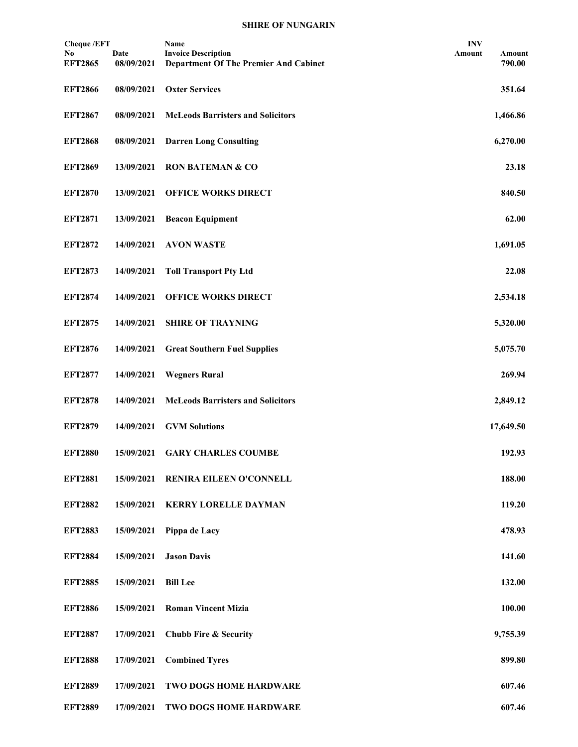**SHIRE OF NUNGARIN**

| Cheque /EFT No | Date | Name Invoice Description | INV Amount | Amount |
|---|---|---|---|---|
| EFT2865 | 08/09/2021 | Department Of The Premier And Cabinet | | 790.00 |
| EFT2866 | 08/09/2021 | Oxter Services | | 351.64 |
| EFT2867 | 08/09/2021 | McLeods Barristers and Solicitors | | 1,466.86 |
| EFT2868 | 08/09/2021 | Darren Long Consulting | | 6,270.00 |
| EFT2869 | 13/09/2021 | RON BATEMAN & CO | | 23.18 |
| EFT2870 | 13/09/2021 | OFFICE WORKS DIRECT | | 840.50 |
| EFT2871 | 13/09/2021 | Beacon Equipment | | 62.00 |
| EFT2872 | 14/09/2021 | AVON WASTE | | 1,691.05 |
| EFT2873 | 14/09/2021 | Toll Transport Pty Ltd | | 22.08 |
| EFT2874 | 14/09/2021 | OFFICE WORKS DIRECT | | 2,534.18 |
| EFT2875 | 14/09/2021 | SHIRE OF TRAYNING | | 5,320.00 |
| EFT2876 | 14/09/2021 | Great Southern Fuel Supplies | | 5,075.70 |
| EFT2877 | 14/09/2021 | Wegners Rural | | 269.94 |
| EFT2878 | 14/09/2021 | McLeods Barristers and Solicitors | | 2,849.12 |
| EFT2879 | 14/09/2021 | GVM Solutions | | 17,649.50 |
| EFT2880 | 15/09/2021 | GARY CHARLES COUMBE | | 192.93 |
| EFT2881 | 15/09/2021 | RENIRA EILEEN O'CONNELL | | 188.00 |
| EFT2882 | 15/09/2021 | KERRY LORELLE DAYMAN | | 119.20 |
| EFT2883 | 15/09/2021 | Pippa de Lacy | | 478.93 |
| EFT2884 | 15/09/2021 | Jason Davis | | 141.60 |
| EFT2885 | 15/09/2021 | Bill Lee | | 132.00 |
| EFT2886 | 15/09/2021 | Roman Vincent Mizia | | 100.00 |
| EFT2887 | 17/09/2021 | Chubb Fire & Security | | 9,755.39 |
| EFT2888 | 17/09/2021 | Combined Tyres | | 899.80 |
| EFT2889 | 17/09/2021 | TWO DOGS HOME HARDWARE | | 607.46 |
| EFT2889 | 17/09/2021 | TWO DOGS HOME HARDWARE | | 607.46 |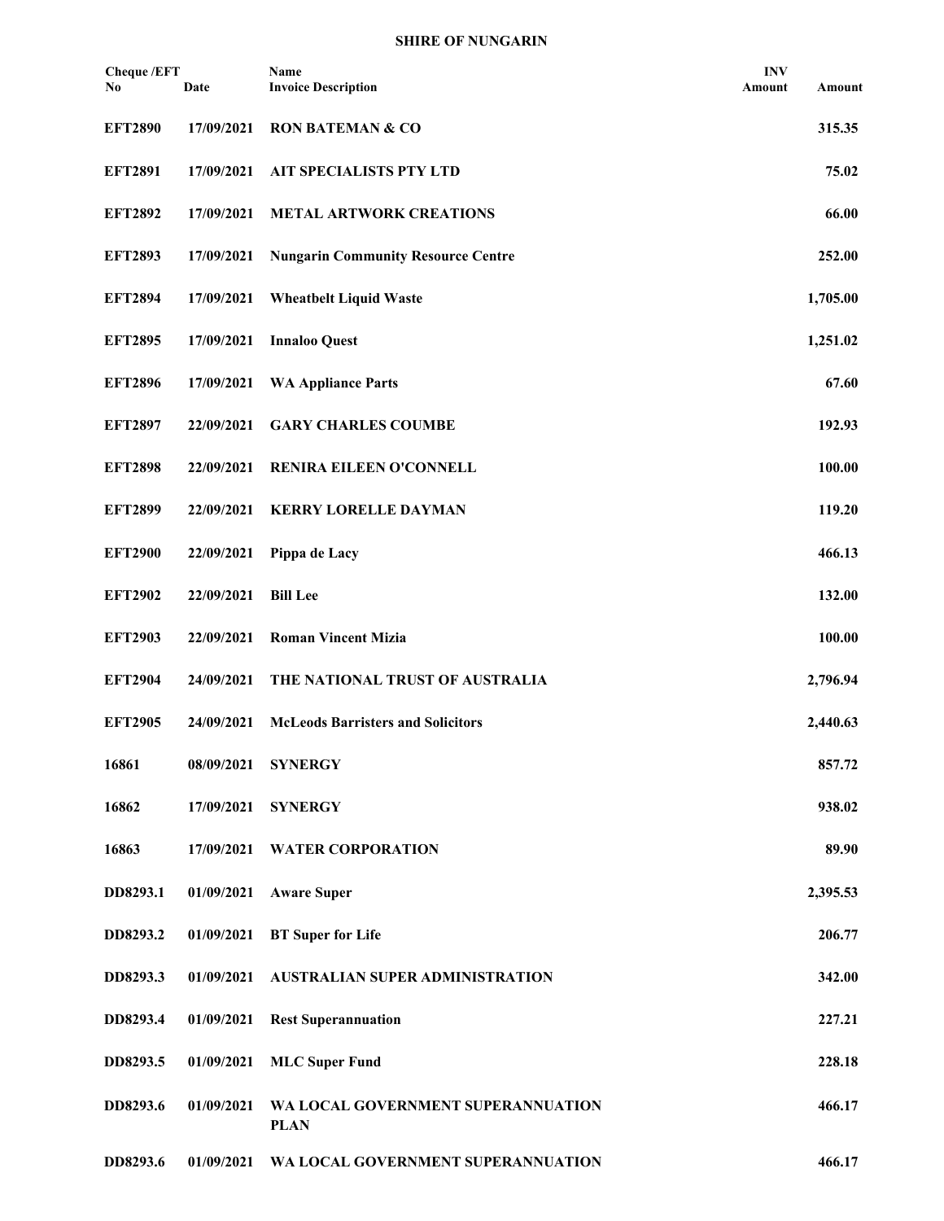**SHIRE OF NUNGARIN**

| Cheque /EFT No | Date | Name Invoice Description | INV Amount | Amount |
|---|---|---|---|---|
| **EFT2890** | **17/09/2021** | **RON BATEMAN & CO** | | **315.35** |
| **EFT2891** | **17/09/2021** | **AIT SPECIALISTS PTY LTD** | | **75.02** |
| **EFT2892** | **17/09/2021** | **METAL ARTWORK CREATIONS** | | **66.00** |
| **EFT2893** | **17/09/2021** | **Nungarin Community Resource Centre** | | **252.00** |
| **EFT2894** | **17/09/2021** | **Wheatbelt Liquid Waste** | | **1,705.00** |
| **EFT2895** | **17/09/2021** | **Innaloo Quest** | | **1,251.02** |
| **EFT2896** | **17/09/2021** | **WA Appliance Parts** | | **67.60** |
| **EFT2897** | **22/09/2021** | **GARY CHARLES COUMBE** | | **192.93** |
| **EFT2898** | **22/09/2021** | **RENIRA EILEEN O'CONNELL** | | **100.00** |
| **EFT2899** | **22/09/2021** | **KERRY LORELLE DAYMAN** | | **119.20** |
| **EFT2900** | **22/09/2021** | **Pippa de Lacy** | | **466.13** |
| **EFT2902** | **22/09/2021** | **Bill Lee** | | **132.00** |
| **EFT2903** | **22/09/2021** | **Roman Vincent Mizia** | | **100.00** |
| **EFT2904** | **24/09/2021** | **THE NATIONAL TRUST OF AUSTRALIA** | | **2,796.94** |
| **EFT2905** | **24/09/2021** | **McLeods Barristers and Solicitors** | | **2,440.63** |
| **16861** | **08/09/2021** | **SYNERGY** | | **857.72** |
| **16862** | **17/09/2021** | **SYNERGY** | | **938.02** |
| **16863** | **17/09/2021** | **WATER CORPORATION** | | **89.90** |
| **DD8293.1** | **01/09/2021** | **Aware Super** | | **2,395.53** |
| **DD8293.2** | **01/09/2021** | **BT Super for Life** | | **206.77** |
| **DD8293.3** | **01/09/2021** | **AUSTRALIAN SUPER ADMINISTRATION** | | **342.00** |
| **DD8293.4** | **01/09/2021** | **Rest Superannuation** | | **227.21** |
| **DD8293.5** | **01/09/2021** | **MLC Super Fund** | | **228.18** |
| **DD8293.6** | **01/09/2021** | **WA LOCAL GOVERNMENT SUPERANNUATION PLAN** | | **466.17** |
| **DD8293.6** | **01/09/2021** | **WA LOCAL GOVERNMENT SUPERANNUATION** | | **466.17** |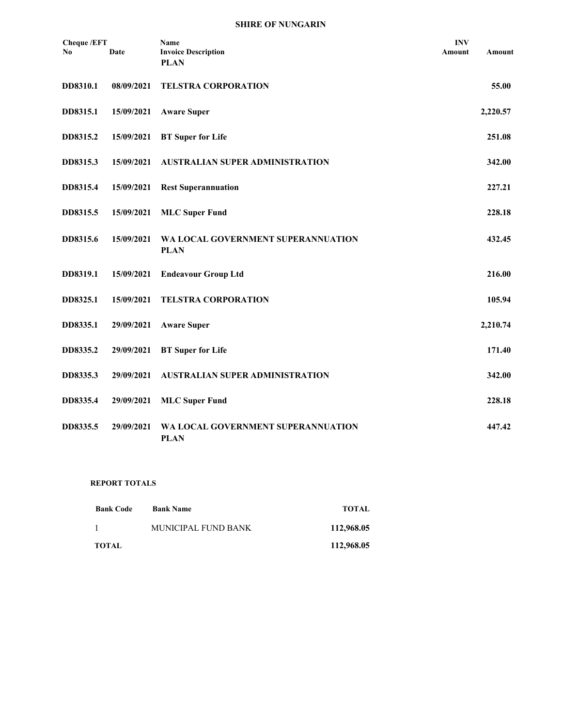## SHIRE OF NUNGARIN

| Cheque /EFT No | Date | Name Invoice Description | INV Amount | Amount |
|---|---|---|---|---|
| | | **PLAN** | | |
| **DD8310.1** | **08/09/2021** | **TELSTRA CORPORATION** | | **55.00** |
| **DD8315.1** | **15/09/2021** | **Aware Super** | | **2,220.57** |
| **DD8315.2** | **15/09/2021** | **BT Super for Life** | | **251.08** |
| **DD8315.3** | **15/09/2021** | **AUSTRALIAN SUPER ADMINISTRATION** | | **342.00** |
| **DD8315.4** | **15/09/2021** | **Rest Superannuation** | | **227.21** |
| **DD8315.5** | **15/09/2021** | **MLC Super Fund** | | **228.18** |
| **DD8315.6** | **15/09/2021** | **WA LOCAL GOVERNMENT SUPERANNUATION PLAN** | | **432.45** |
| **DD8319.1** | **15/09/2021** | **Endeavour Group Ltd** | | **216.00** |
| **DD8325.1** | **15/09/2021** | **TELSTRA CORPORATION** | | **105.94** |
| **DD8335.1** | **29/09/2021** | **Aware Super** | | **2,210.74** |
| **DD8335.2** | **29/09/2021** | **BT Super for Life** | | **171.40** |
| **DD8335.3** | **29/09/2021** | **AUSTRALIAN SUPER ADMINISTRATION** | | **342.00** |
| **DD8335.4** | **29/09/2021** | **MLC Super Fund** | | **228.18** |
| **DD8335.5** | **29/09/2021** | **WA LOCAL GOVERNMENT SUPERANNUATION PLAN** | | **447.42** |

**REPORT TOTALS**

| Bank Code | Bank Name | TOTAL |
|---|---|---|
| 1 | MUNICIPAL FUND BANK | **112,968.05** |
| **TOTAL** | | **112,968.05** |